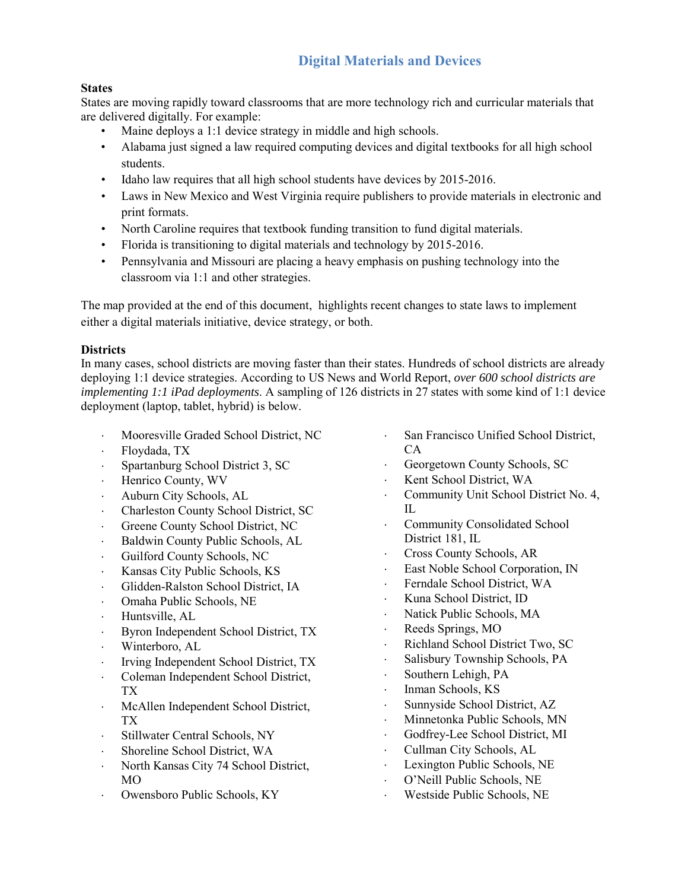## Digital Materials and Devices

**States**

States are moving rapidly toward classrooms that are more technology rich and curricular materials that are delivered digitally. For example:

- Maine deploys a 1:1 device strategy in middle and high schools.
- Alabama just signed a law required computing devices and digital textbooks for all high school students.
- Idaho law requires that all high school students have devices by 2015-2016.
- Laws in New Mexico and West Virginia require publishers to provide materials in electronic and print formats.
- North Caroline requires that textbook funding transition to fund digital materials.
- Florida is transitioning to digital materials and technology by 2015-2016.
- Pennsylvania and Missouri are placing a heavy emphasis on pushing technology into the classroom via 1:1 and other strategies.

The map provided at the end of this document, highlights recent changes to state laws to implement either a digital materials initiative, device strategy, or both.

**Districts**

In many cases, school districts are moving faster than their states. Hundreds of school districts are already deploying 1:1 device strategies. According to US News and World Report, *over 600 school districts are implementing 1:1 iPad deployments*. A sampling of 126 districts in 27 states with some kind of 1:1 device deployment (laptop, tablet, hybrid) is below.

- Mooresville Graded School District, NC
- Floydada, TX
- Spartanburg School District 3, SC
- Henrico County, WV
- Auburn City Schools, AL
- Charleston County School District, SC
- Greene County School District, NC
- Baldwin County Public Schools, AL
- Guilford County Schools, NC
- Kansas City Public Schools, KS
- Glidden-Ralston School District, IA
- Omaha Public Schools, NE
- Huntsville, AL
- Byron Independent School District, TX
- Winterboro, AL
- Irving Independent School District, TX
- Coleman Independent School District, TX
- McAllen Independent School District, TX
- Stillwater Central Schools, NY
- Shoreline School District, WA
- North Kansas City 74 School District, MO
- Owensboro Public Schools, KY
- San Francisco Unified School District, CA
- Georgetown County Schools, SC
- Kent School District, WA
- Community Unit School District No. 4, IL
- Community Consolidated School District 181, IL
- Cross County Schools, AR
- East Noble School Corporation, IN
- Ferndale School District, WA
- Kuna School District, ID
- Natick Public Schools, MA
- Reeds Springs, MO
- Richland School District Two, SC
- Salisbury Township Schools, PA
- Southern Lehigh, PA
- Inman Schools, KS
- Sunnyside School District, AZ
- Minnetonka Public Schools, MN
- Godfrey-Lee School District, MI
- Cullman City Schools, AL
- Lexington Public Schools, NE
- O'Neill Public Schools, NE
- Westside Public Schools, NE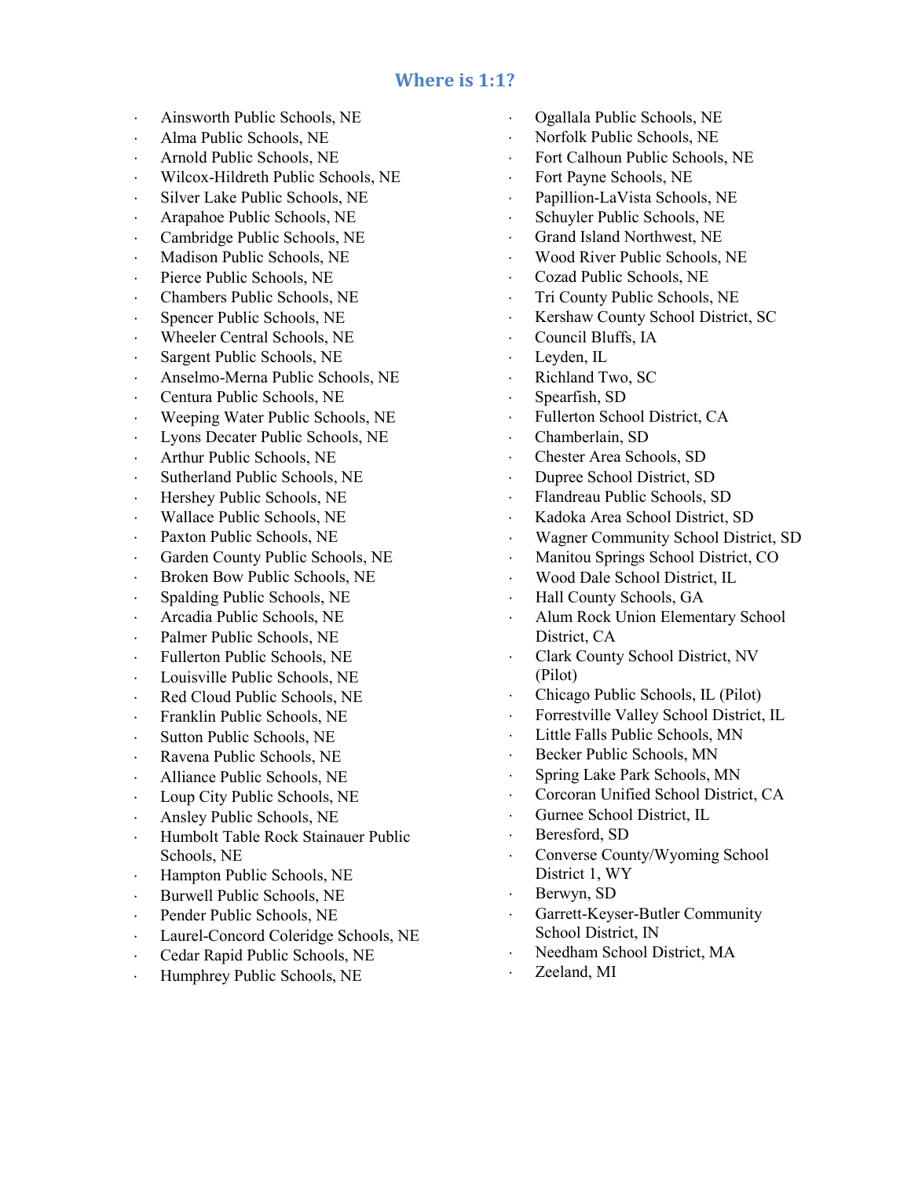## Where is 1:1?

- Ainsworth Public Schools, NE
- Alma Public Schools, NE
- Arnold Public Schools, NE
- Wilcox-Hildreth Public Schools, NE
- Silver Lake Public Schools, NE
- Arapahoe Public Schools, NE
- Cambridge Public Schools, NE
- Madison Public Schools, NE
- Pierce Public Schools, NE
- Chambers Public Schools, NE
- Spencer Public Schools, NE
- Wheeler Central Schools, NE
- Sargent Public Schools, NE
- Anselmo-Merna Public Schools, NE
- Centura Public Schools, NE
- Weeping Water Public Schools, NE
- Lyons Decater Public Schools, NE
- Arthur Public Schools, NE
- Sutherland Public Schools, NE
- Hershey Public Schools, NE
- Wallace Public Schools, NE
- Paxton Public Schools, NE
- Garden County Public Schools, NE
- Broken Bow Public Schools, NE
- Spalding Public Schools, NE
- Arcadia Public Schools, NE
- Palmer Public Schools, NE
- Fullerton Public Schools, NE
- Louisville Public Schools, NE
- Red Cloud Public Schools, NE
- Franklin Public Schools, NE
- Sutton Public Schools, NE
- Ravena Public Schools, NE
- Alliance Public Schools, NE
- Loup City Public Schools, NE
- Ansley Public Schools, NE
- Humbolt Table Rock Stainauer Public Schools, NE
- Hampton Public Schools, NE
- Burwell Public Schools, NE
- Pender Public Schools, NE
- Laurel-Concord Coleridge Schools, NE
- Cedar Rapid Public Schools, NE
- Humphrey Public Schools, NE
- Ogallala Public Schools, NE
- Norfolk Public Schools, NE
- Fort Calhoun Public Schools, NE
- Fort Payne Schools, NE
- Papillion-LaVista Schools, NE
- Schuyler Public Schools, NE
- Grand Island Northwest, NE
- Wood River Public Schools, NE
- Cozad Public Schools, NE
- Tri County Public Schools, NE
- Kershaw County School District, SC
- Council Bluffs, IA
- Leyden, IL
- Richland Two, SC
- Spearfish, SD
- Fullerton School District, CA
- Chamberlain, SD
- Chester Area Schools, SD
- Dupree School District, SD
- Flandreau Public Schools, SD
- Kadoka Area School District, SD
- Wagner Community School District, SD
- Manitou Springs School District, CO
- Wood Dale School District, IL
- Hall County Schools, GA
- Alum Rock Union Elementary School District, CA
- Clark County School District, NV (Pilot)
- Chicago Public Schools, IL (Pilot)
- Forrestville Valley School District, IL
- Little Falls Public Schools, MN
- Becker Public Schools, MN
- Spring Lake Park Schools, MN
- Corcoran Unified School District, CA
- Gurnee School District, IL
- Beresford, SD
- Converse County/Wyoming School District 1, WY
- Berwyn, SD
- Garrett-Keyser-Butler Community School District, IN
- Needham School District, MA
- Zeeland, MI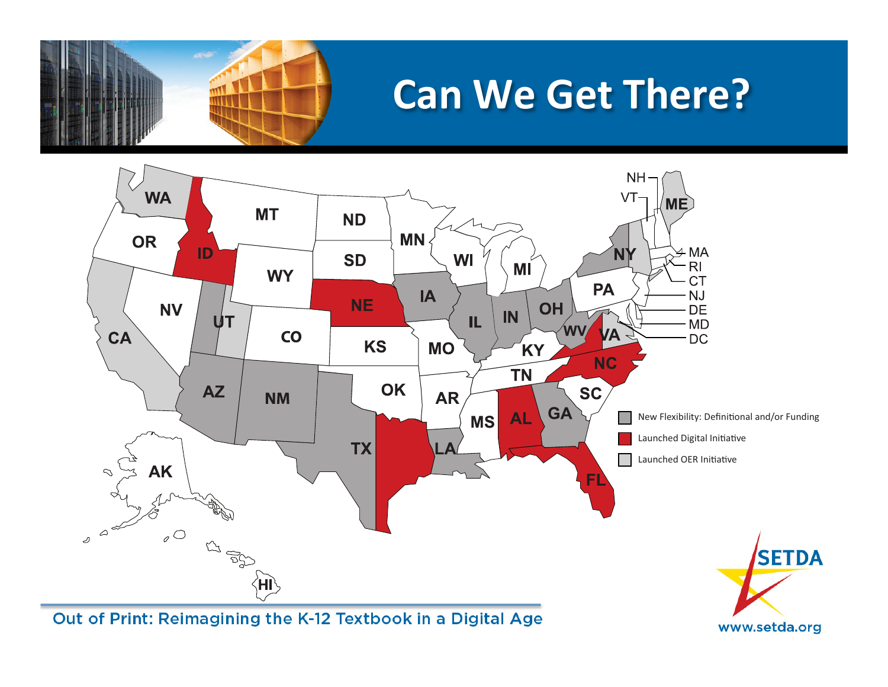# Can We Get There?

WA
OR
ID
MT
ND
SD
WY
NV
UT
CA
CO
NE
KS
MN
IA
WI
MI
IL
IN
OH
PA
NY
ME
NH
VT
MA
RI
CT
NJ
DE
MD
DC
WV
VA
KY
NC
TN
SC
GA
AL
MS
AR
LA
MO
OK
TX
NM
AZ
FL
AK
HI

New Flexibility: Definitional and/or Funding
Launched Digital Initiative
Launched OER Initiative

Out of Print: Reimagining the K-12 Textbook in a Digital Age

SETDA
www.setda.org